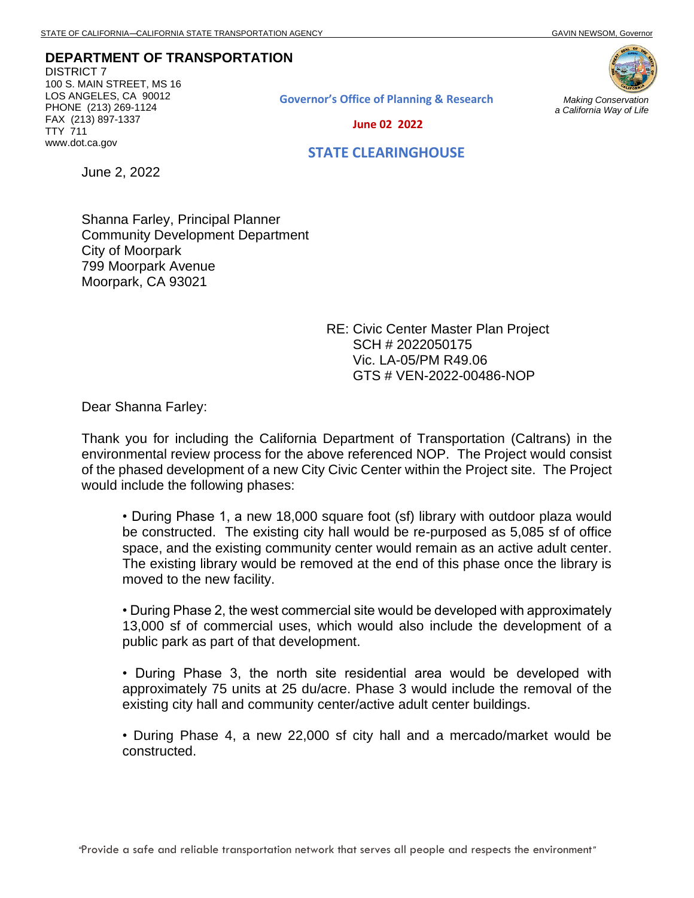STATE OF CALIFORNIA—CALIFORNIA STATE TRANSPORTATION AGENCY GAVIN NEWSOM, Governor

**DEPARTMENT OF TRANSPORTATION**
DISTRICT 7
100 S. MAIN STREET, MS 16
LOS ANGELES, CA 90012
PHONE (213) 269-1124
FAX (213) 897-1337
TTY 711
www.dot.ca.gov

**Governor's Office of Planning & Research**

**June 02 2022**

**STATE CLEARINGHOUSE**

*Making Conservation*
*a California Way of Life*

June 2, 2022

Shanna Farley, Principal Planner
Community Development Department
City of Moorpark
799 Moorpark Avenue
Moorpark, CA 93021

RE: Civic Center Master Plan Project
SCH # 2022050175
Vic. LA-05/PM R49.06
GTS # VEN-2022-00486-NOP

Dear Shanna Farley:

Thank you for including the California Department of Transportation (Caltrans) in the environmental review process for the above referenced NOP. The Project would consist of the phased development of a new City Civic Center within the Project site. The Project would include the following phases:

- During Phase 1, a new 18,000 square foot (sf) library with outdoor plaza would be constructed. The existing city hall would be re-purposed as 5,085 sf of office space, and the existing community center would remain as an active adult center. The existing library would be removed at the end of this phase once the library is moved to the new facility.

- During Phase 2, the west commercial site would be developed with approximately 13,000 sf of commercial uses, which would also include the development of a public park as part of that development.

- During Phase 3, the north site residential area would be developed with approximately 75 units at 25 du/acre. Phase 3 would include the removal of the existing city hall and community center/active adult center buildings.

- During Phase 4, a new 22,000 sf city hall and a mercado/market would be constructed.

"Provide a safe and reliable transportation network that serves all people and respects the environment"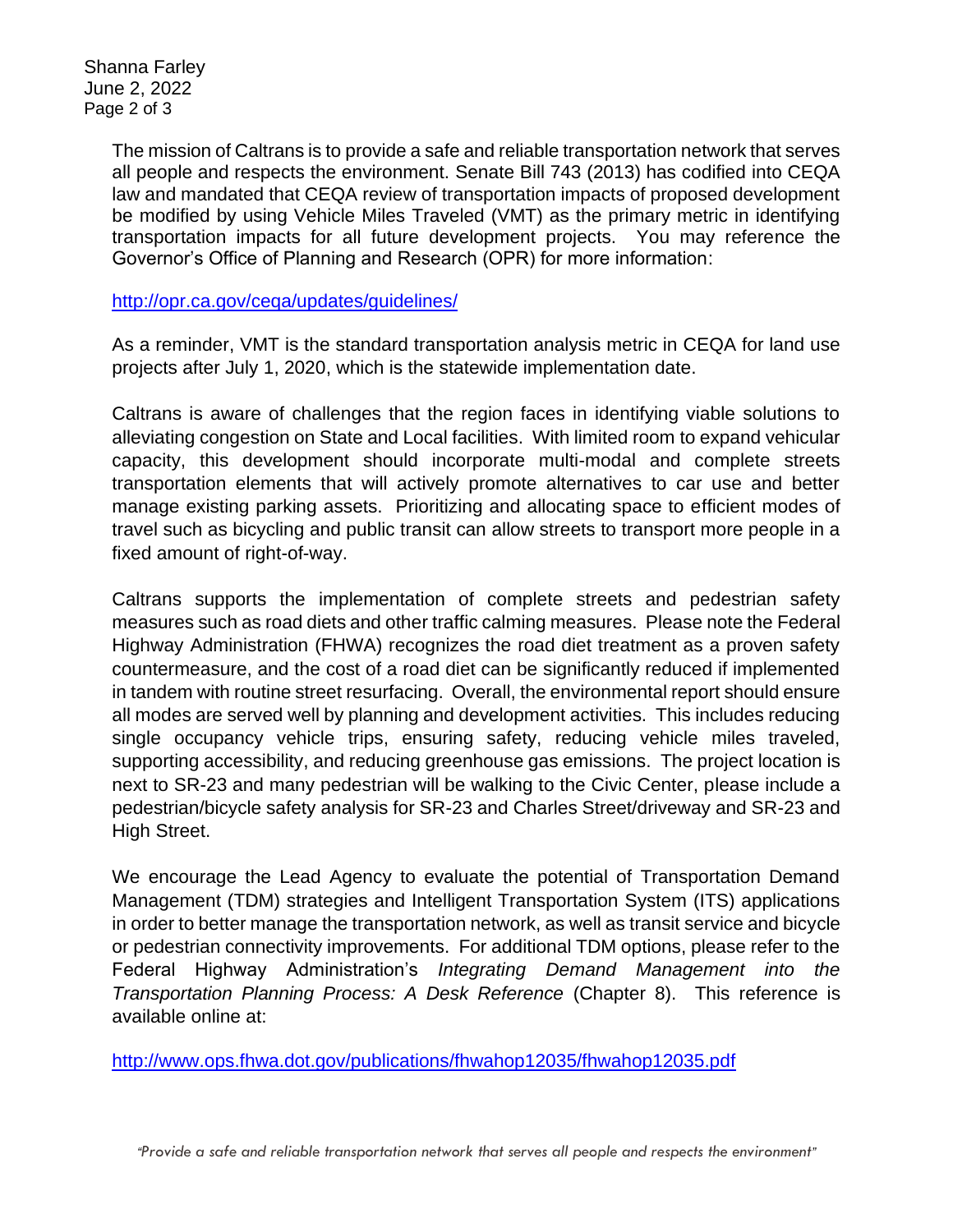The mission of Caltrans is to provide a safe and reliable transportation network that serves all people and respects the environment. Senate Bill 743 (2013) has codified into CEQA law and mandated that CEQA review of transportation impacts of proposed development be modified by using Vehicle Miles Traveled (VMT) as the primary metric in identifying transportation impacts for all future development projects. You may reference the Governor's Office of Planning and Research (OPR) for more information:

http://opr.ca.gov/ceqa/updates/guidelines/

As a reminder, VMT is the standard transportation analysis metric in CEQA for land use projects after July 1, 2020, which is the statewide implementation date.

Caltrans is aware of challenges that the region faces in identifying viable solutions to alleviating congestion on State and Local facilities. With limited room to expand vehicular capacity, this development should incorporate multi-modal and complete streets transportation elements that will actively promote alternatives to car use and better manage existing parking assets. Prioritizing and allocating space to efficient modes of travel such as bicycling and public transit can allow streets to transport more people in a fixed amount of right-of-way.

Caltrans supports the implementation of complete streets and pedestrian safety measures such as road diets and other traffic calming measures. Please note the Federal Highway Administration (FHWA) recognizes the road diet treatment as a proven safety countermeasure, and the cost of a road diet can be significantly reduced if implemented in tandem with routine street resurfacing. Overall, the environmental report should ensure all modes are served well by planning and development activities. This includes reducing single occupancy vehicle trips, ensuring safety, reducing vehicle miles traveled, supporting accessibility, and reducing greenhouse gas emissions. The project location is next to SR-23 and many pedestrian will be walking to the Civic Center, please include a pedestrian/bicycle safety analysis for SR-23 and Charles Street/driveway and SR-23 and High Street.

We encourage the Lead Agency to evaluate the potential of Transportation Demand Management (TDM) strategies and Intelligent Transportation System (ITS) applications in order to better manage the transportation network, as well as transit service and bicycle or pedestrian connectivity improvements. For additional TDM options, please refer to the Federal Highway Administration's *Integrating Demand Management into the Transportation Planning Process: A Desk Reference* (Chapter 8). This reference is available online at:

http://www.ops.fhwa.dot.gov/publications/fhwahop12035/fhwahop12035.pdf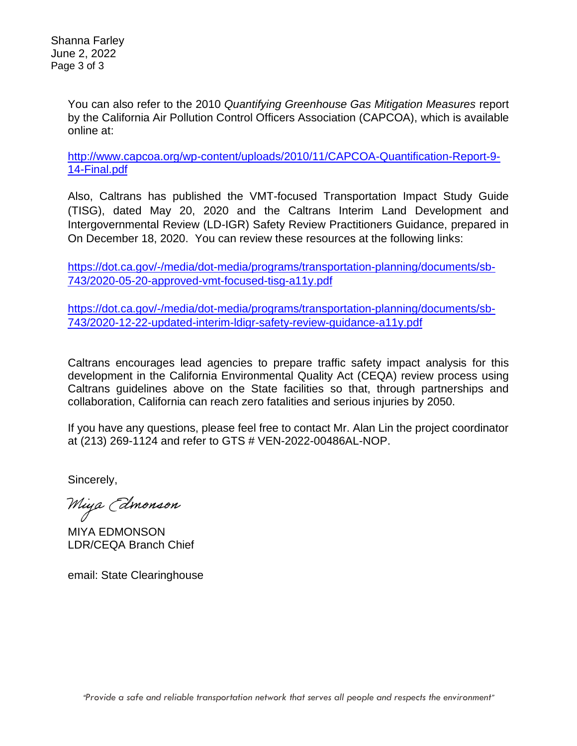You can also refer to the 2010 *Quantifying Greenhouse Gas Mitigation Measures* report by the California Air Pollution Control Officers Association (CAPCOA), which is available online at:

http://www.capcoa.org/wp-content/uploads/2010/11/CAPCOA-Quantification-Report-9-14-Final.pdf

Also, Caltrans has published the VMT-focused Transportation Impact Study Guide (TISG), dated May 20, 2020 and the Caltrans Interim Land Development and Intergovernmental Review (LD-IGR) Safety Review Practitioners Guidance, prepared in On December 18, 2020. You can review these resources at the following links:

https://dot.ca.gov/-/media/dot-media/programs/transportation-planning/documents/sb-743/2020-05-20-approved-vmt-focused-tisg-a11y.pdf

https://dot.ca.gov/-/media/dot-media/programs/transportation-planning/documents/sb-743/2020-12-22-updated-interim-ldigr-safety-review-guidance-a11y.pdf

Caltrans encourages lead agencies to prepare traffic safety impact analysis for this development in the California Environmental Quality Act (CEQA) review process using Caltrans guidelines above on the State facilities so that, through partnerships and collaboration, California can reach zero fatalities and serious injuries by 2050.

If you have any questions, please feel free to contact Mr. Alan Lin the project coordinator at (213) 269-1124 and refer to GTS # VEN-2022-00486AL-NOP.

Sincerely,

*Miya Edmonson*

MIYA EDMONSON
LDR/CEQA Branch Chief

email: State Clearinghouse

*"Provide a safe and reliable transportation network that serves all people and respects the environment"*